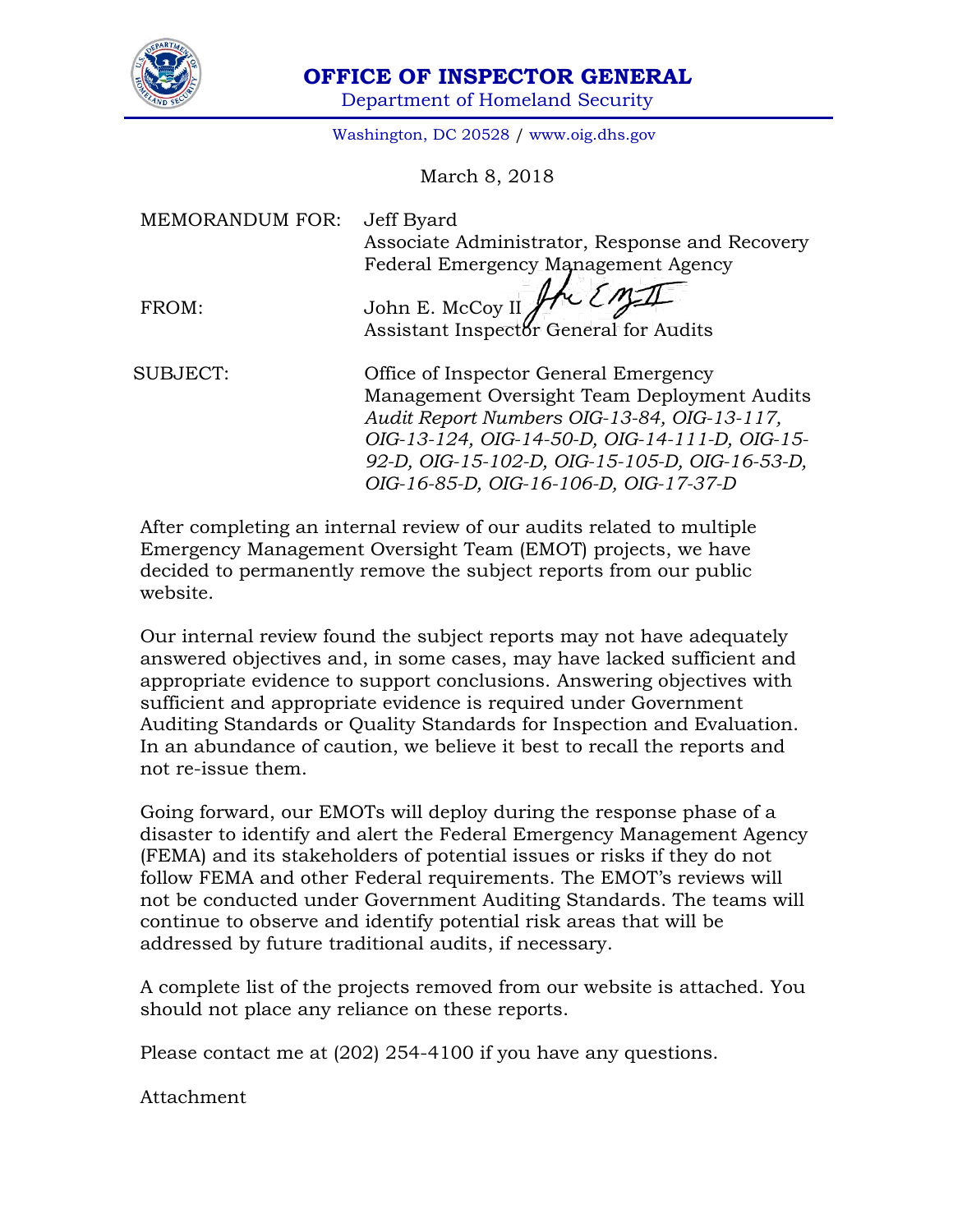# OFFICE OF INSPECTOR GENERAL

Department of Homeland Security

Washington, DC 20528 / www.oig.dhs.gov

March 8, 2018

| | |
|---|---|
| MEMORANDUM FOR: | Jeff Byard<br>Associate Administrator, Response and Recovery<br>Federal Emergency Management Agency |
| FROM: | John E. McCoy II<br>Assistant Inspector General for Audits |
| SUBJECT: | Office of Inspector General Emergency Management Oversight Team Deployment Audits<br>*Audit Report Numbers OIG-13-84, OIG-13-117, OIG-13-124, OIG-14-50-D, OIG-14-111-D, OIG-15-92-D, OIG-15-102-D, OIG-15-105-D, OIG-16-53-D, OIG-16-85-D, OIG-16-106-D, OIG-17-37-D* |

After completing an internal review of our audits related to multiple Emergency Management Oversight Team (EMOT) projects, we have decided to permanently remove the subject reports from our public website.

Our internal review found the subject reports may not have adequately answered objectives and, in some cases, may have lacked sufficient and appropriate evidence to support conclusions. Answering objectives with sufficient and appropriate evidence is required under Government Auditing Standards or Quality Standards for Inspection and Evaluation. In an abundance of caution, we believe it best to recall the reports and not re-issue them.

Going forward, our EMOTs will deploy during the response phase of a disaster to identify and alert the Federal Emergency Management Agency (FEMA) and its stakeholders of potential issues or risks if they do not follow FEMA and other Federal requirements. The EMOT's reviews will not be conducted under Government Auditing Standards. The teams will continue to observe and identify potential risk areas that will be addressed by future traditional audits, if necessary.

A complete list of the projects removed from our website is attached. You should not place any reliance on these reports.

Please contact me at (202) 254-4100 if you have any questions.

Attachment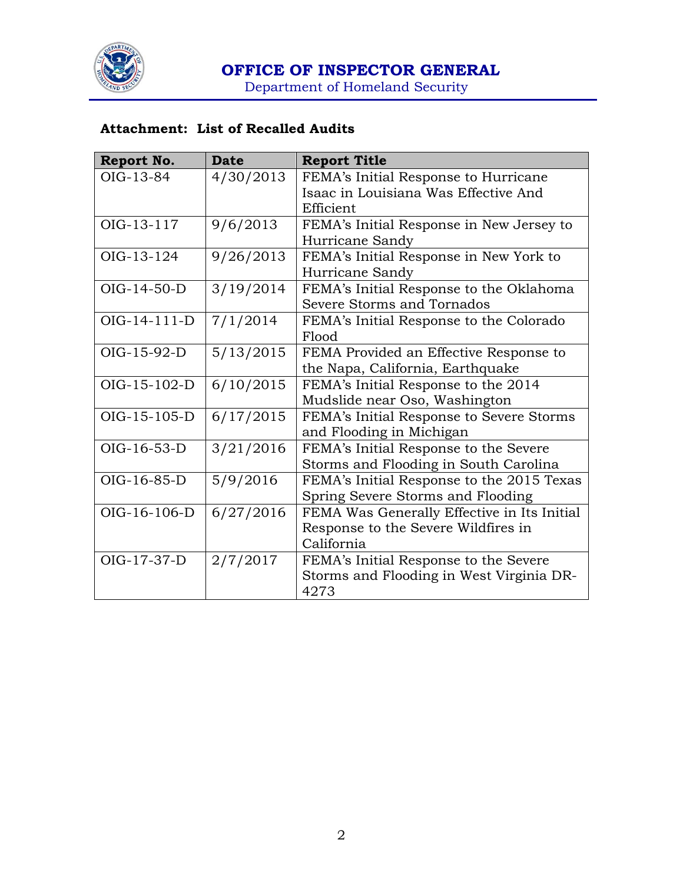**Attachment: List of Recalled Audits**

| Report No. | Date | Report Title |
|---|---|---|
| OIG-13-84 | 4/30/2013 | FEMA's Initial Response to Hurricane Isaac in Louisiana Was Effective And Efficient |
| OIG-13-117 | 9/6/2013 | FEMA's Initial Response in New Jersey to Hurricane Sandy |
| OIG-13-124 | 9/26/2013 | FEMA's Initial Response in New York to Hurricane Sandy |
| OIG-14-50-D | 3/19/2014 | FEMA's Initial Response to the Oklahoma Severe Storms and Tornados |
| OIG-14-111-D | 7/1/2014 | FEMA's Initial Response to the Colorado Flood |
| OIG-15-92-D | 5/13/2015 | FEMA Provided an Effective Response to the Napa, California, Earthquake |
| OIG-15-102-D | 6/10/2015 | FEMA's Initial Response to the 2014 Mudslide near Oso, Washington |
| OIG-15-105-D | 6/17/2015 | FEMA's Initial Response to Severe Storms and Flooding in Michigan |
| OIG-16-53-D | 3/21/2016 | FEMA's Initial Response to the Severe Storms and Flooding in South Carolina |
| OIG-16-85-D | 5/9/2016 | FEMA's Initial Response to the 2015 Texas Spring Severe Storms and Flooding |
| OIG-16-106-D | 6/27/2016 | FEMA Was Generally Effective in Its Initial Response to the Severe Wildfires in California |
| OIG-17-37-D | 2/7/2017 | FEMA's Initial Response to the Severe Storms and Flooding in West Virginia DR-4273 |